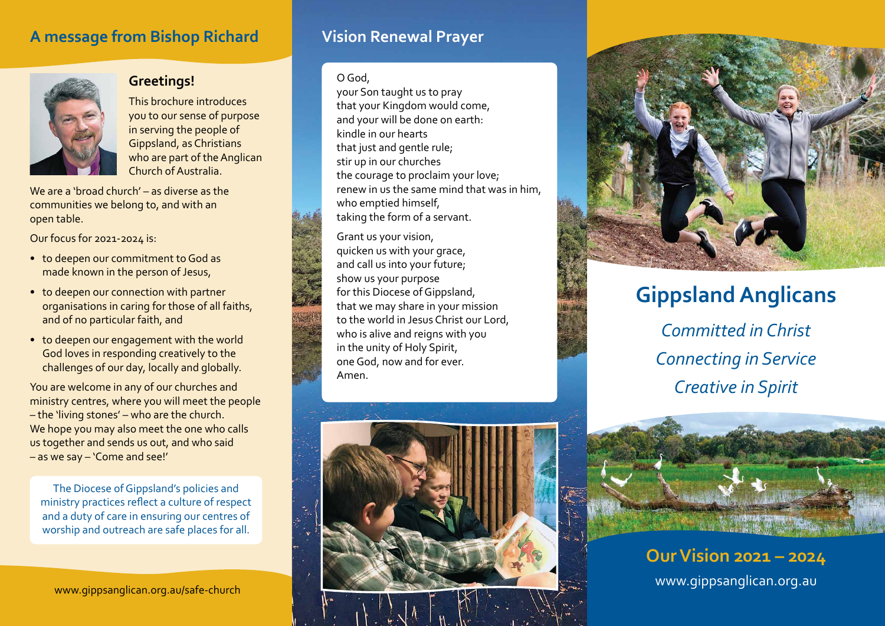## A message from Bishop Richard

### Greetings!

This brochure introduces you to our sense of purpose in serving the people of Gippsland, as Christians who are part of the Anglican Church of Australia.

We are a 'broad church' – as diverse as the communities we belong to, and with an open table.

Our focus for 2021-2024 is:

- to deepen our commitment to God as made known in the person of Jesus,
- to deepen our connection with partner organisations in caring for those of all faiths, and of no particular faith, and
- to deepen our engagement with the world God loves in responding creatively to the challenges of our day, locally and globally.

You are welcome in any of our churches and ministry centres, where you will meet the people – the 'living stones' – who are the church. We hope you may also meet the one who calls us together and sends us out, and who said – as we say – 'Come and see!'

The Diocese of Gippsland's policies and ministry practices reflect a culture of respect and a duty of care in ensuring our centres of worship and outreach are safe places for all.

www.gippsanglican.org.au/safe-church

## Vision Renewal Prayer

O God,
your Son taught us to pray
that your Kingdom would come,
and your will be done on earth:
kindle in our hearts
that just and gentle rule;
stir up in our churches
the courage to proclaim your love;
renew in us the same mind that was in him,
who emptied himself,
taking the form of a servant.

Grant us your vision,
quicken us with your grace,
and call us into your future;
show us your purpose
for this Diocese of Gippsland,
that we may share in your mission
to the world in Jesus Christ our Lord,
who is alive and reigns with you
in the unity of Holy Spirit,
one God, now and for ever.
Amen.

# Gippsland Anglicans

*Committed in Christ*

*Connecting in Service*

*Creative in Spirit*

## Our Vision 2021 – 2024

www.gippsanglican.org.au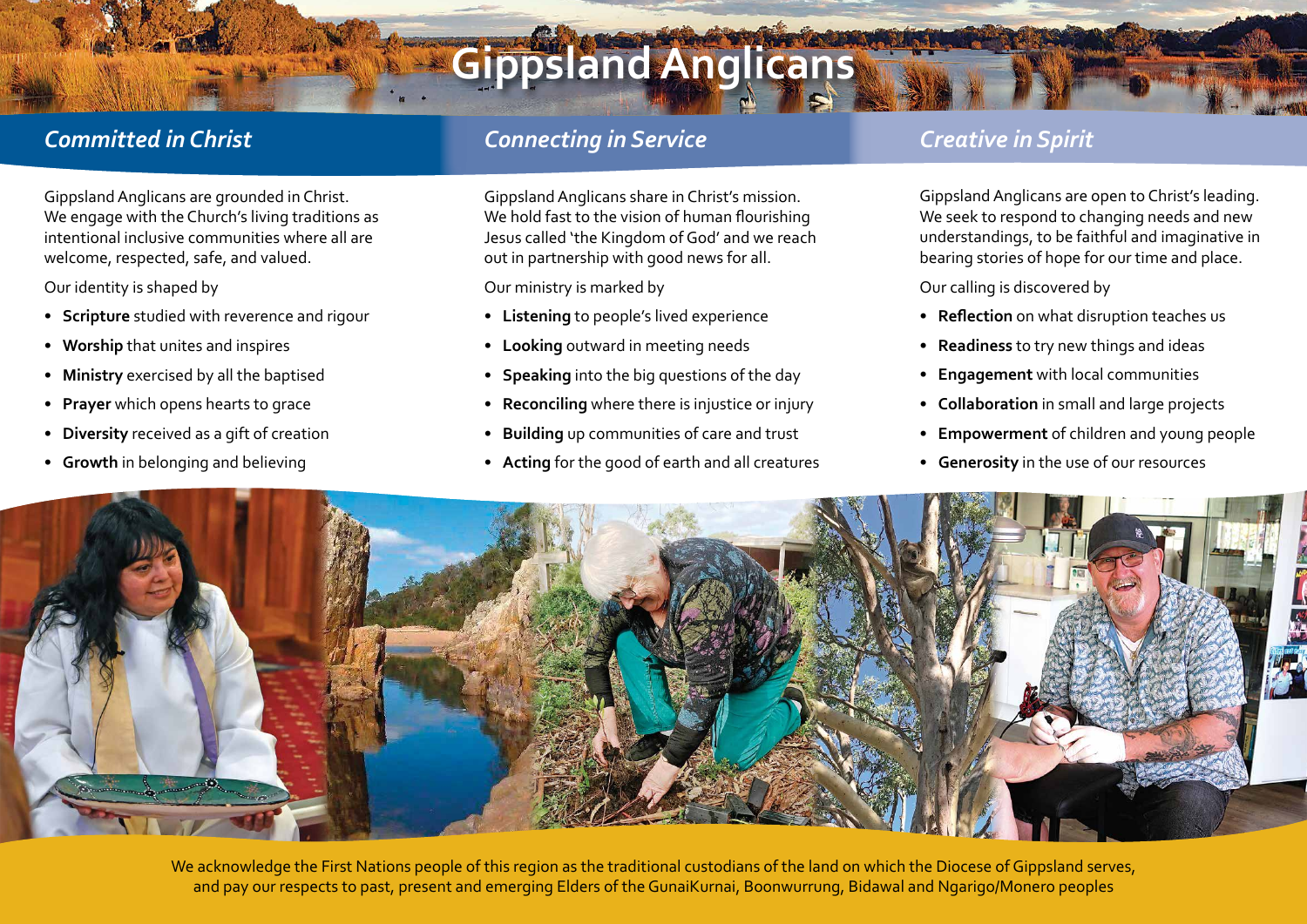# Gippsland Anglicans

## *Committed in Christ*

Gippsland Anglicans are grounded in Christ. We engage with the Church's living traditions as intentional inclusive communities where all are welcome, respected, safe, and valued.

Our identity is shaped by

- **Scripture** studied with reverence and rigour
- **Worship** that unites and inspires
- **Ministry** exercised by all the baptised
- **Prayer** which opens hearts to grace
- **Diversity** received as a gift of creation
- **Growth** in belonging and believing

## *Connecting in Service*

Gippsland Anglicans share in Christ's mission. We hold fast to the vision of human flourishing Jesus called 'the Kingdom of God' and we reach out in partnership with good news for all.

Our ministry is marked by

- **Listening** to people's lived experience
- **Looking** outward in meeting needs
- **Speaking** into the big questions of the day
- **Reconciling** where there is injustice or injury
- **Building** up communities of care and trust
- **Acting** for the good of earth and all creatures

## *Creative in Spirit*

Gippsland Anglicans are open to Christ's leading. We seek to respond to changing needs and new understandings, to be faithful and imaginative in bearing stories of hope for our time and place.

Our calling is discovered by

- **Reflection** on what disruption teaches us
- **Readiness** to try new things and ideas
- **Engagement** with local communities
- **Collaboration** in small and large projects
- **Empowerment** of children and young people
- **Generosity** in the use of our resources

We acknowledge the First Nations people of this region as the traditional custodians of the land on which the Diocese of Gippsland serves, and pay our respects to past, present and emerging Elders of the GunaiKurnai, Boonwurrung, Bidawal and Ngarigo/Monero peoples